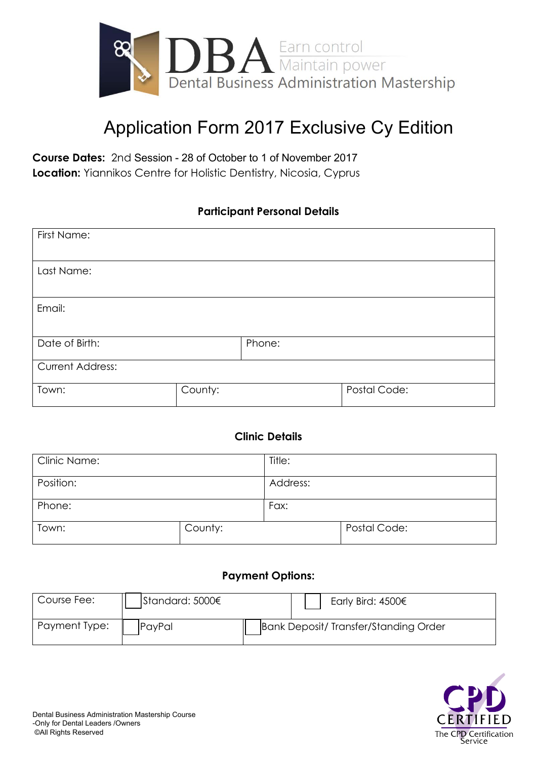DBA Earn control Maintain power
Dental Business Administration Mastership

# Application Form 2017 Exclusive Cy Edition

**Course Dates:** 2nd Session - 28 of October to 1 of November 2017
**Location:** Yiannikos Centre for Holistic Dentistry, Nicosia, Cyprus

## Participant Personal Details

| First Name: | | |
|---|---|---|
| Last Name: | | |
| Email: | | |
| Date of Birth: | Phone: | |
| Current Address: | | |
| Town: | County: | Postal Code: |

## Clinic Details

| Clinic Name: | Title: | |
|---|---|---|
| Position: | Address: | |
| Phone: | Fax: | |
| Town: | County: | Postal Code: |

## Payment Options:

| Course Fee: | ☐ Standard: 5000€ | ☐ Early Bird: 4500€ |
|---|---|---|
| Payment Type: | ☐ PayPal | ☐ Bank Deposit/ Transfer/Standing Order |

Dental Business Administration Mastership Course
-Only for Dental Leaders /Owners
©All Rights Reserved

CPD CERTIFIED
The CPD Certification Service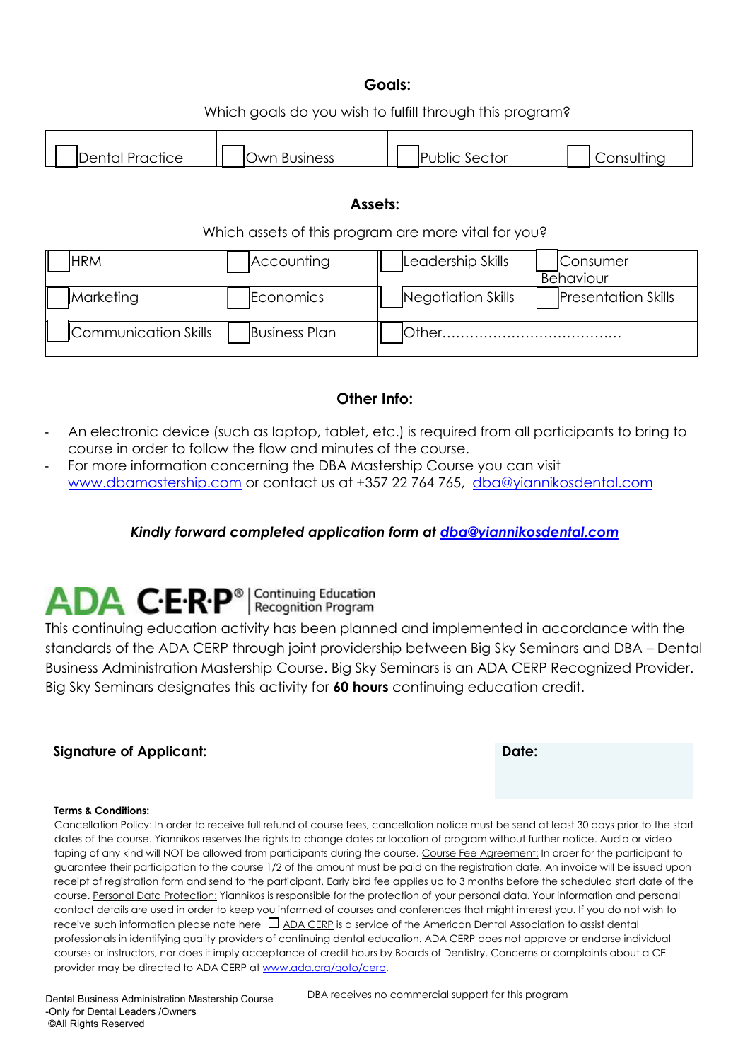## Goals:

Which goals do you wish to fulfill through this program?

| | | | |
|---|---|---|---|
| ☐ Dental Practice | ☐ Own Business | ☐ Public Sector | ☐ Consulting |

## Assets:

Which assets of this program are more vital for you?

| | | | |
|---|---|---|---|
| ☐ HRM | ☐ Accounting | ☐ Leadership Skills | ☐ Consumer Behaviour |
| ☐ Marketing | ☐ Economics | ☐ Negotiation Skills | ☐ Presentation Skills |
| ☐ Communication Skills | ☐ Business Plan | ☐ Other...................................... | |

## Other Info:

- An electronic device (such as laptop, tablet, etc.) is required from all participants to bring to course in order to follow the flow and minutes of the course.
- For more information concerning the DBA Mastership Course you can visit www.dbamastership.com or contact us at +357 22 764 765, dba@yiannikosdental.com

***Kindly forward completed application form at dba@yiannikosdental.com***

ADA C·E·R·P® | Continuing Education Recognition Program

This continuing education activity has been planned and implemented in accordance with the standards of the ADA CERP through joint providership between Big Sky Seminars and DBA – Dental Business Administration Mastership Course. Big Sky Seminars is an ADA CERP Recognized Provider. Big Sky Seminars designates this activity for **60 hours** continuing education credit.

**Signature of Applicant:**

**Date:**

**Terms & Conditions:**

Cancellation Policy: In order to receive full refund of course fees, cancellation notice must be send at least 30 days prior to the start dates of the course. Yiannikos reserves the rights to change dates or location of program without further notice. Audio or video taping of any kind will NOT be allowed from participants during the course. Course Fee Agreement: In order for the participant to guarantee their participation to the course 1/2 of the amount must be paid on the registration date. An invoice will be issued upon receipt of registration form and send to the participant. Early bird fee applies up to 3 months before the scheduled start date of the course. Personal Data Protection: Yiannikos is responsible for the protection of your personal data. Your information and personal contact details are used in order to keep you informed of courses and conferences that might interest you. If you do not wish to receive such information please note here ☐ ADA CERP is a service of the American Dental Association to assist dental professionals in identifying quality providers of continuing dental education. ADA CERP does not approve or endorse individual courses or instructors, nor does it imply acceptance of credit hours by Boards of Dentistry. Concerns or complaints about a CE provider may be directed to ADA CERP at www.ada.org/goto/cerp.

Dental Business Administration Mastership Course
-Only for Dental Leaders /Owners
©All Rights Reserved

DBA receives no commercial support for this program